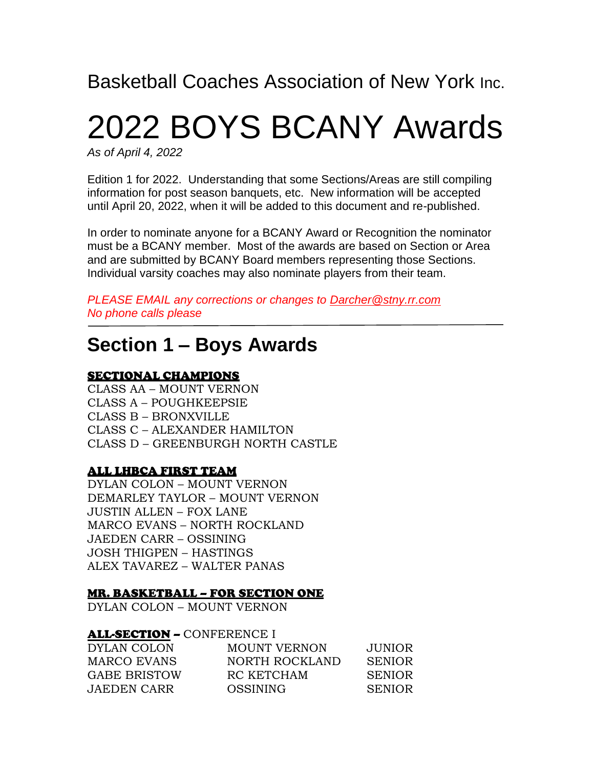Basketball Coaches Association of New York Inc.

# 2022 BOYS BCANY Awards

*As of April 4, 2022*

Edition 1 for 2022. Understanding that some Sections/Areas are still compiling information for post season banquets, etc. New information will be accepted until April 20, 2022, when it will be added to this document and re-published.

In order to nominate anyone for a BCANY Award or Recognition the nominator must be a BCANY member. Most of the awards are based on Section or Area and are submitted by BCANY Board members representing those Sections. Individual varsity coaches may also nominate players from their team.

*PLEASE EMAIL any corrections or changes to [Darcher@stny.rr.com](mailto:Darcher@stny.rr.com)*
*No phone calls please*

---

## Section 1 – Boys Awards

**SECTIONAL CHAMPIONS**

CLASS AA – MOUNT VERNON
CLASS A – POUGHKEEPSIE
CLASS B – BRONXVILLE
CLASS C – ALEXANDER HAMILTON
CLASS D – GREENBURGH NORTH CASTLE

**ALL LHBCA FIRST TEAM**

DYLAN COLON – MOUNT VERNON
DEMARLEY TAYLOR – MOUNT VERNON
JUSTIN ALLEN – FOX LANE
MARCO EVANS – NORTH ROCKLAND
JAEDEN CARR – OSSINING
JOSH THIGPEN – HASTINGS
ALEX TAVAREZ – WALTER PANAS

**MR. BASKETBALL – FOR SECTION ONE**

DYLAN COLON – MOUNT VERNON

**ALL-SECTION** – CONFERENCE I

| | | |
|---|---|---|
| DYLAN COLON | MOUNT VERNON | JUNIOR |
| MARCO EVANS | NORTH ROCKLAND | SENIOR |
| GABE BRISTOW | RC KETCHAM | SENIOR |
| JAEDEN CARR | OSSINING | SENIOR |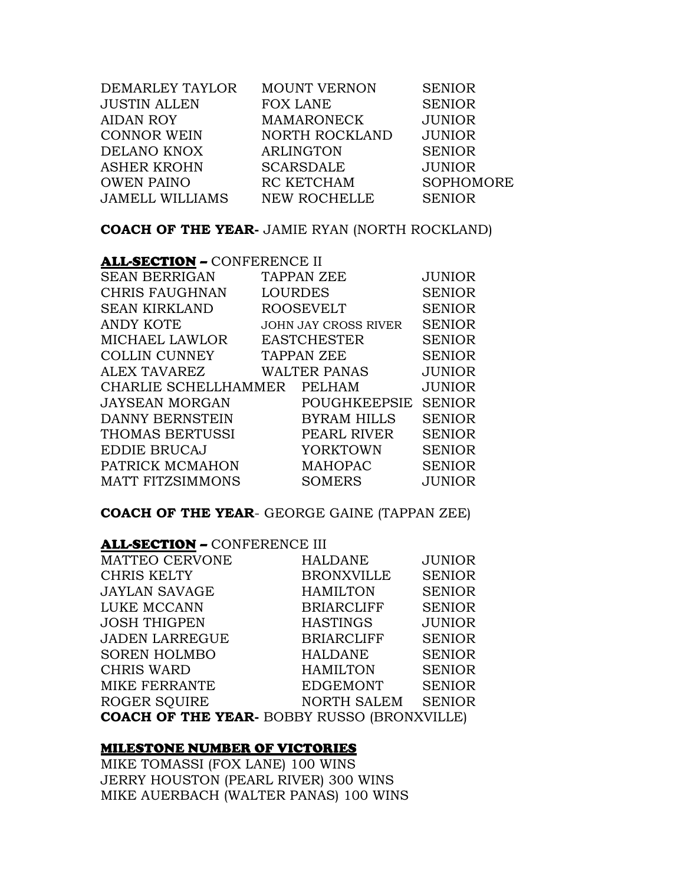| | | |
|---|---|---|
| DEMARLEY TAYLOR | MOUNT VERNON | SENIOR |
| JUSTIN ALLEN | FOX LANE | SENIOR |
| AIDAN ROY | MAMARONECK | JUNIOR |
| CONNOR WEIN | NORTH ROCKLAND | JUNIOR |
| DELANO KNOX | ARLINGTON | SENIOR |
| ASHER KROHN | SCARSDALE | JUNIOR |
| OWEN PAINO | RC KETCHAM | SOPHOMORE |
| JAMELL WILLIAMS | NEW ROCHELLE | SENIOR |

**COACH OF THE YEAR-** JAMIE RYAN (NORTH ROCKLAND)

**ALL-SECTION –** CONFERENCE II

| | | |
|---|---|---|
| SEAN BERRIGAN | TAPPAN ZEE | JUNIOR |
| CHRIS FAUGHNAN | LOURDES | SENIOR |
| SEAN KIRKLAND | ROOSEVELT | SENIOR |
| ANDY KOTE | JOHN JAY CROSS RIVER | SENIOR |
| MICHAEL LAWLOR | EASTCHESTER | SENIOR |
| COLLIN CUNNEY | TAPPAN ZEE | SENIOR |
| ALEX TAVAREZ | WALTER PANAS | JUNIOR |
| CHARLIE SCHELLHAMMER | PELHAM | JUNIOR |
| JAYSEAN MORGAN | POUGHKEEPSIE | SENIOR |
| DANNY BERNSTEIN | BYRAM HILLS | SENIOR |
| THOMAS BERTUSSI | PEARL RIVER | SENIOR |
| EDDIE BRUCAJ | YORKTOWN | SENIOR |
| PATRICK MCMAHON | MAHOPAC | SENIOR |
| MATT FITZSIMMONS | SOMERS | JUNIOR |

**COACH OF THE YEAR**- GEORGE GAINE (TAPPAN ZEE)

**ALL-SECTION –** CONFERENCE III

| | | |
|---|---|---|
| MATTEO CERVONE | HALDANE | JUNIOR |
| CHRIS KELTY | BRONXVILLE | SENIOR |
| JAYLAN SAVAGE | HAMILTON | SENIOR |
| LUKE MCCANN | BRIARCLIFF | SENIOR |
| JOSH THIGPEN | HASTINGS | JUNIOR |
| JADEN LARREGUE | BRIARCLIFF | SENIOR |
| SOREN HOLMBO | HALDANE | SENIOR |
| CHRIS WARD | HAMILTON | SENIOR |
| MIKE FERRANTE | EDGEMONT | SENIOR |
| ROGER SQUIRE | NORTH SALEM | SENIOR |

**COACH OF THE YEAR-** BOBBY RUSSO (BRONXVILLE)

**MILESTONE NUMBER OF VICTORIES**

MIKE TOMASSI (FOX LANE) 100 WINS
JERRY HOUSTON (PEARL RIVER) 300 WINS
MIKE AUERBACH (WALTER PANAS) 100 WINS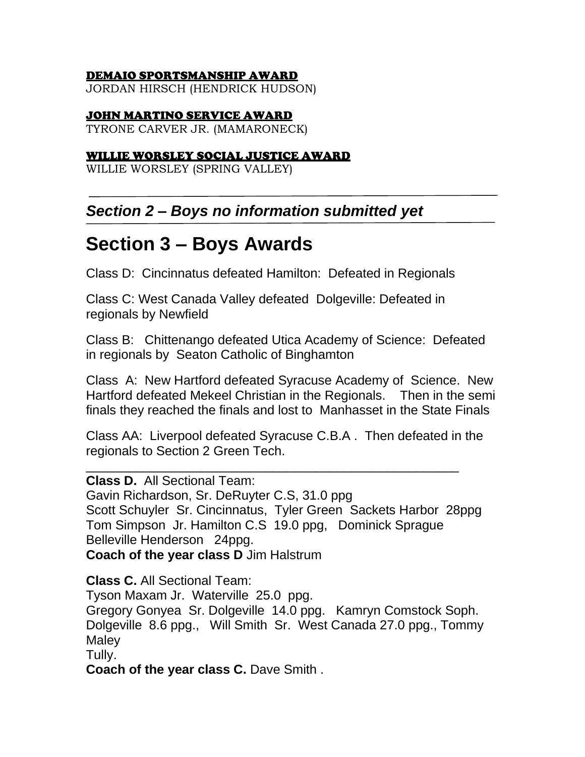**DEMAIO SPORTSMANSHIP AWARD**
JORDAN HIRSCH (HENDRICK HUDSON)

**JOHN MARTINO SERVICE AWARD**
TYRONE CARVER JR. (MAMARONECK)

**WILLIE WORSLEY SOCIAL JUSTICE AWARD**
WILLIE WORSLEY (SPRING VALLEY)

---

### *Section 2 – Boys no information submitted yet*

---

## Section 3 – Boys Awards

Class D: Cincinnatus defeated Hamilton: Defeated in Regionals

Class C: West Canada Valley defeated Dolgeville: Defeated in regionals by Newfield

Class B: Chittenango defeated Utica Academy of Science: Defeated in regionals by Seaton Catholic of Binghamton

Class A: New Hartford defeated Syracuse Academy of Science. New Hartford defeated Mekeel Christian in the Regionals. Then in the semi finals they reached the finals and lost to Manhasset in the State Finals

Class AA: Liverpool defeated Syracuse C.B.A . Then defeated in the regionals to Section 2 Green Tech.

---

**Class D.** All Sectional Team:
Gavin Richardson, Sr. DeRuyter C.S, 31.0 ppg
Scott Schuyler Sr. Cincinnatus, Tyler Green Sackets Harbor 28ppg
Tom Simpson Jr. Hamilton C.S 19.0 ppg, Dominick Sprague Belleville Henderson 24ppg.
**Coach of the year class D** Jim Halstrum

**Class C.** All Sectional Team:
Tyson Maxam Jr. Waterville 25.0 ppg.
Gregory Gonyea Sr. Dolgeville 14.0 ppg. Kamryn Comstock Soph. Dolgeville 8.6 ppg., Will Smith Sr. West Canada 27.0 ppg., Tommy Maley
Tully.
**Coach of the year class C.** Dave Smith .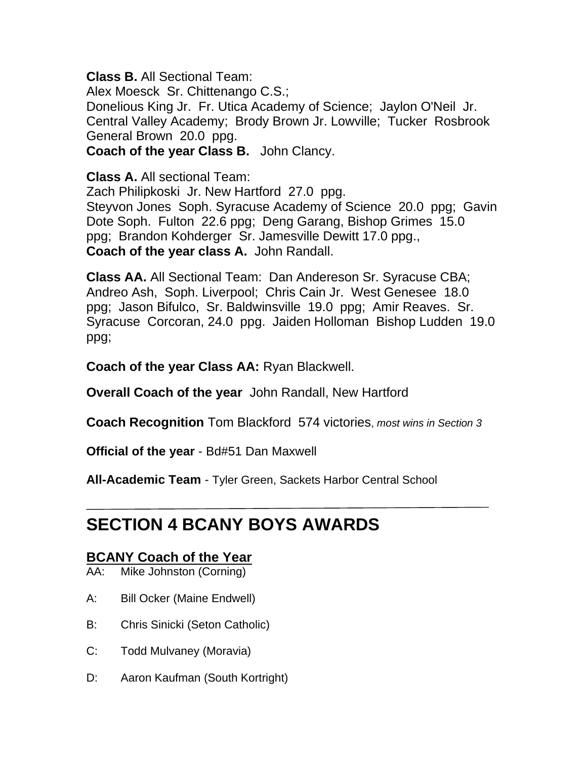**Class B.** All Sectional Team:
Alex Moesck Sr. Chittenango C.S.;
Donelious King Jr. Fr. Utica Academy of Science; Jaylon O'Neil Jr. Central Valley Academy; Brody Brown Jr. Lowville; Tucker Rosbrook General Brown 20.0 ppg.
**Coach of the year Class B.** John Clancy.

**Class A.** All sectional Team:
Zach Philipkoski Jr. New Hartford 27.0 ppg.
Steyvon Jones Soph. Syracuse Academy of Science 20.0 ppg; Gavin Dote Soph. Fulton 22.6 ppg; Deng Garang, Bishop Grimes 15.0 ppg; Brandon Kohderger Sr. Jamesville Dewitt 17.0 ppg.,
**Coach of the year class A.** John Randall.

**Class AA.** All Sectional Team: Dan Andereson Sr. Syracuse CBA; Andreo Ash, Soph. Liverpool; Chris Cain Jr. West Genesee 18.0 ppg; Jason Bifulco, Sr. Baldwinsville 19.0 ppg; Amir Reaves. Sr. Syracuse Corcoran, 24.0 ppg. Jaiden Holloman Bishop Ludden 19.0 ppg;

**Coach of the year Class AA:** Ryan Blackwell.

**Overall Coach of the year** John Randall, New Hartford

**Coach Recognition** Tom Blackford 574 victories, *most wins in Section 3*

**Official of the year** - Bd#51 Dan Maxwell

**All-Academic Team** - Tyler Green, Sackets Harbor Central School

---

# SECTION 4 BCANY BOYS AWARDS

## BCANY Coach of the Year

AA: Mike Johnston (Corning)

A: Bill Ocker (Maine Endwell)

B: Chris Sinicki (Seton Catholic)

C: Todd Mulvaney (Moravia)

D: Aaron Kaufman (South Kortright)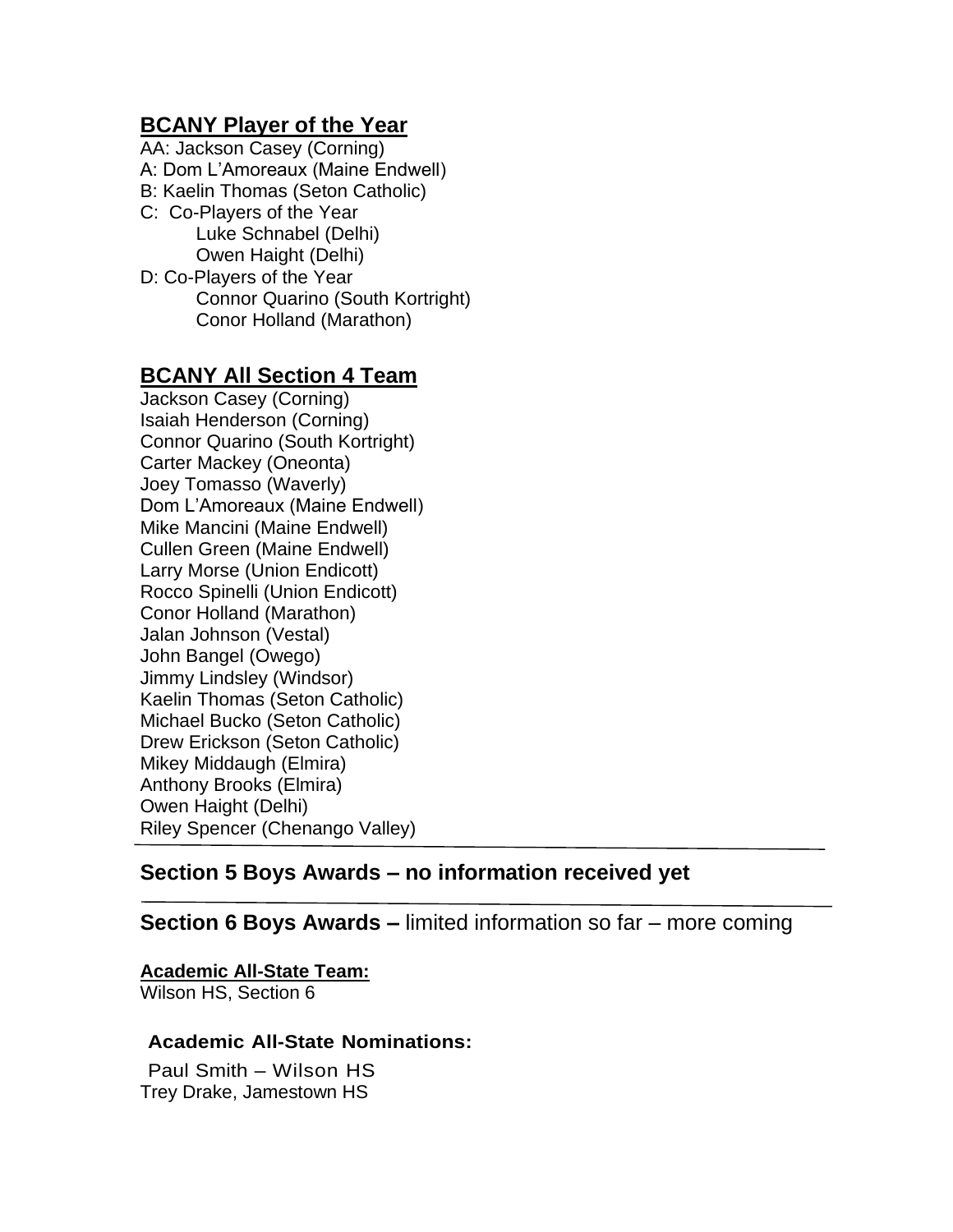## BCANY Player of the Year

AA: Jackson Casey (Corning)
A: Dom L'Amoreaux (Maine Endwell)
B: Kaelin Thomas (Seton Catholic)
C: Co-Players of the Year
- Luke Schnabel (Delhi)
- Owen Haight (Delhi)

D: Co-Players of the Year
- Connor Quarino (South Kortright)
- Conor Holland (Marathon)

## BCANY All Section 4 Team

Jackson Casey (Corning)
Isaiah Henderson (Corning)
Connor Quarino (South Kortright)
Carter Mackey (Oneonta)
Joey Tomasso (Waverly)
Dom L'Amoreaux (Maine Endwell)
Mike Mancini (Maine Endwell)
Cullen Green (Maine Endwell)
Larry Morse (Union Endicott)
Rocco Spinelli (Union Endicott)
Conor Holland (Marathon)
Jalan Johnson (Vestal)
John Bangel (Owego)
Jimmy Lindsley (Windsor)
Kaelin Thomas (Seton Catholic)
Michael Bucko (Seton Catholic)
Drew Erickson (Seton Catholic)
Mikey Middaugh (Elmira)
Anthony Brooks (Elmira)
Owen Haight (Delhi)
Riley Spencer (Chenango Valley)

---

## Section 5 Boys Awards – no information received yet

---

## Section 6 Boys Awards – limited information so far – more coming

**Academic All-State Team:**
Wilson HS, Section 6

**Academic All-State Nominations:**

Paul Smith – Wilson HS
Trey Drake, Jamestown HS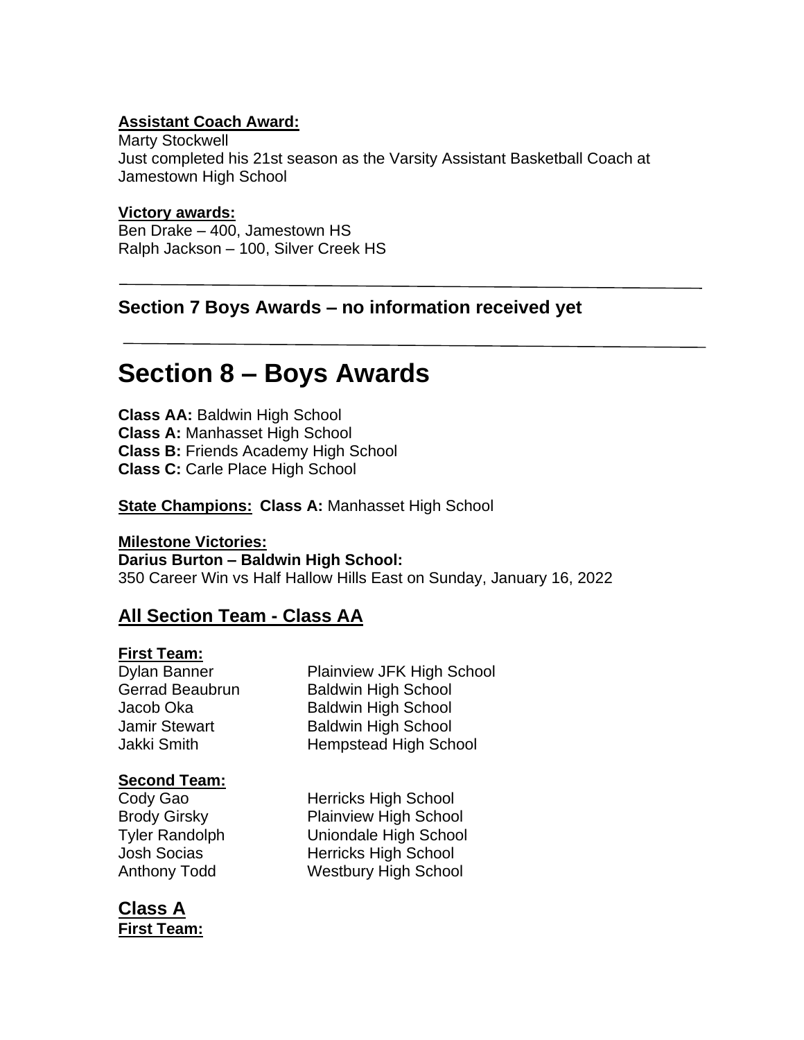**Assistant Coach Award:**
Marty Stockwell
Just completed his 21st season as the Varsity Assistant Basketball Coach at Jamestown High School

**Victory awards:**
Ben Drake – 400, Jamestown HS
Ralph Jackson – 100, Silver Creek HS

---

### Section 7 Boys Awards – no information received yet

---

## Section 8 – Boys Awards

**Class AA:** Baldwin High School
**Class A:** Manhasset High School
**Class B:** Friends Academy High School
**Class C:** Carle Place High School

**State Champions:** **Class A:** Manhasset High School

**Milestone Victories:**
**Darius Burton – Baldwin High School:**
350 Career Win vs Half Hallow Hills East on Sunday, January 16, 2022

### All Section Team - Class AA

**First Team:**

| | |
|---|---|
| Dylan Banner | Plainview JFK High School |
| Gerrad Beaubrun | Baldwin High School |
| Jacob Oka | Baldwin High School |
| Jamir Stewart | Baldwin High School |
| Jakki Smith | Hempstead High School |

**Second Team:**

| | |
|---|---|
| Cody Gao | Herricks High School |
| Brody Girsky | Plainview High School |
| Tyler Randolph | Uniondale High School |
| Josh Socias | Herricks High School |
| Anthony Todd | Westbury High School |

### Class A

**First Team:**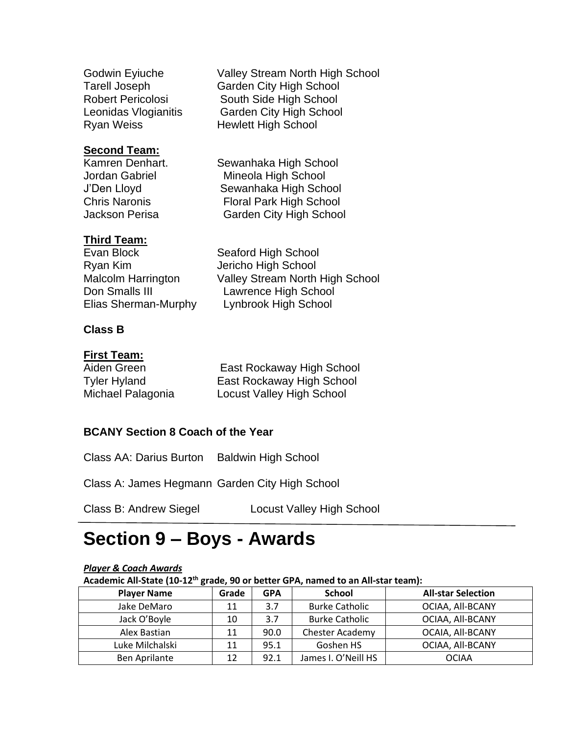Godwin Eyiuche Valley Stream North High School
Tarell Joseph Garden City High School
Robert Pericolosi South Side High School
Leonidas Vlogianitis Garden City High School
Ryan Weiss Hewlett High School

**Second Team:**

Kamren Denhart. Sewanhaka High School
Jordan Gabriel Mineola High School
J'Den Lloyd Sewanhaka High School
Chris Naronis Floral Park High School
Jackson Perisa Garden City High School

**Third Team:**

Evan Block Seaford High School
Ryan Kim Jericho High School
Malcolm Harrington Valley Stream North High School
Don Smalls III Lawrence High School
Elias Sherman-Murphy Lynbrook High School

**Class B**

**First Team:**

Aiden Green East Rockaway High School
Tyler Hyland East Rockaway High School
Michael Palagonia Locust Valley High School

**BCANY Section 8 Coach of the Year**

Class AA: Darius Burton Baldwin High School

Class A: James Hegmann Garden City High School

Class B: Andrew Siegel Locust Valley High School

# Section 9 – Boys - Awards

***Player & Coach Awards***

**Academic All-State (10-12th grade, 90 or better GPA, named to an All-star team):**

| Player Name | Grade | GPA | School | All-star Selection |
|---|---|---|---|---|
| Jake DeMaro | 11 | 3.7 | Burke Catholic | OCIAA, All-BCANY |
| Jack O'Boyle | 10 | 3.7 | Burke Catholic | OCIAA, All-BCANY |
| Alex Bastian | 11 | 90.0 | Chester Academy | OCAIA, All-BCANY |
| Luke Milchalski | 11 | 95.1 | Goshen HS | OCIAA, All-BCANY |
| Ben Aprilante | 12 | 92.1 | James I. O'Neill HS | OCIAA |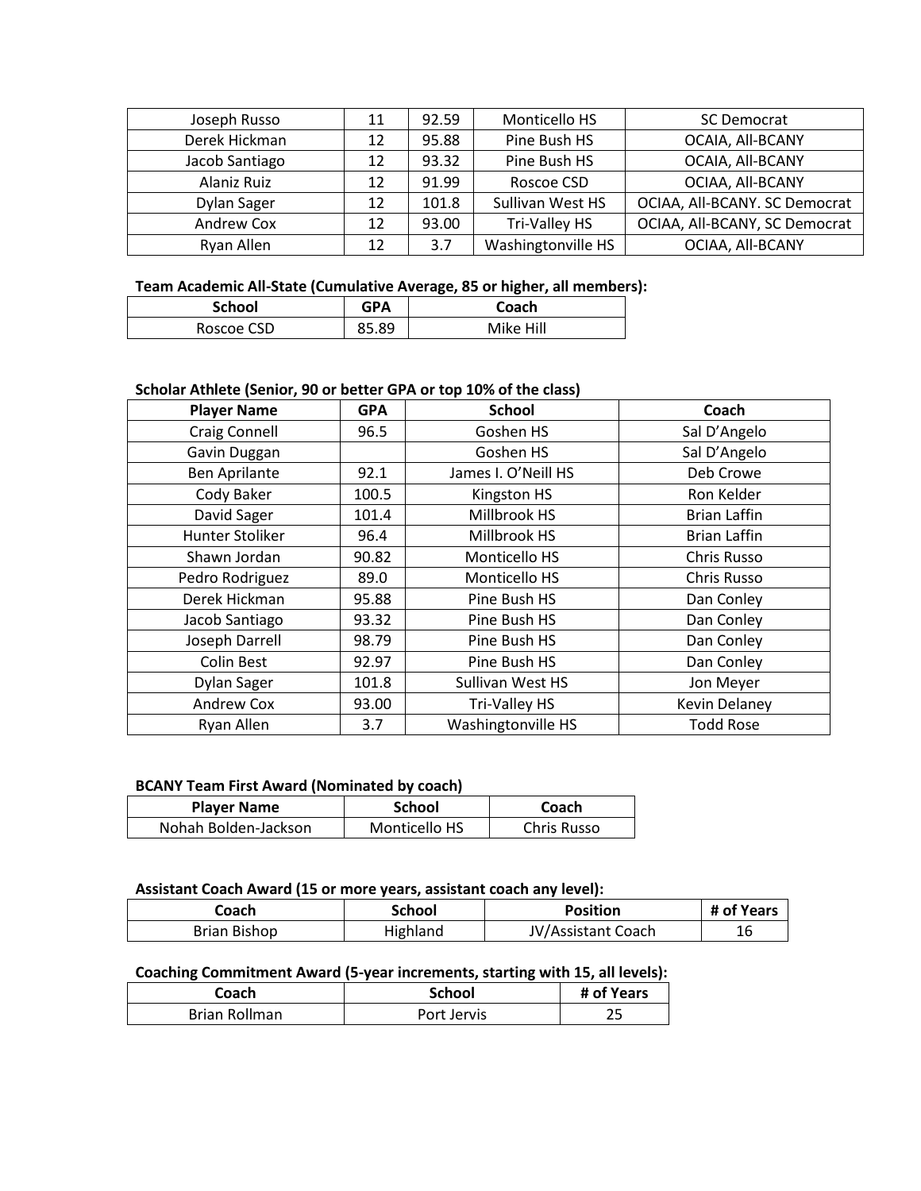| | | | | |
|---|---|---|---|---|
| Joseph Russo | 11 | 92.59 | Monticello HS | SC Democrat |
| Derek Hickman | 12 | 95.88 | Pine Bush HS | OCAIA, All-BCANY |
| Jacob Santiago | 12 | 93.32 | Pine Bush HS | OCAIA, All-BCANY |
| Alaniz Ruiz | 12 | 91.99 | Roscoe CSD | OCIAA, All-BCANY |
| Dylan Sager | 12 | 101.8 | Sullivan West HS | OCIAA, All-BCANY. SC Democrat |
| Andrew Cox | 12 | 93.00 | Tri-Valley HS | OCIAA, All-BCANY, SC Democrat |
| Ryan Allen | 12 | 3.7 | Washingtonville HS | OCIAA, All-BCANY |

**Team Academic All-State (Cumulative Average, 85 or higher, all members):**

| School | GPA | Coach |
|---|---|---|
| Roscoe CSD | 85.89 | Mike Hill |

**Scholar Athlete (Senior, 90 or better GPA or top 10% of the class)**

| Player Name | GPA | School | Coach |
|---|---|---|---|
| Craig Connell | 96.5 | Goshen HS | Sal D'Angelo |
| Gavin Duggan | | Goshen HS | Sal D'Angelo |
| Ben Aprilante | 92.1 | James I. O'Neill HS | Deb Crowe |
| Cody Baker | 100.5 | Kingston HS | Ron Kelder |
| David Sager | 101.4 | Millbrook HS | Brian Laffin |
| Hunter Stoliker | 96.4 | Millbrook HS | Brian Laffin |
| Shawn Jordan | 90.82 | Monticello HS | Chris Russo |
| Pedro Rodriguez | 89.0 | Monticello HS | Chris Russo |
| Derek Hickman | 95.88 | Pine Bush HS | Dan Conley |
| Jacob Santiago | 93.32 | Pine Bush HS | Dan Conley |
| Joseph Darrell | 98.79 | Pine Bush HS | Dan Conley |
| Colin Best | 92.97 | Pine Bush HS | Dan Conley |
| Dylan Sager | 101.8 | Sullivan West HS | Jon Meyer |
| Andrew Cox | 93.00 | Tri-Valley HS | Kevin Delaney |
| Ryan Allen | 3.7 | Washingtonville HS | Todd Rose |

**BCANY Team First Award (Nominated by coach)**

| Player Name | School | Coach |
|---|---|---|
| Nohah Bolden-Jackson | Monticello HS | Chris Russo |

**Assistant Coach Award (15 or more years, assistant coach any level):**

| Coach | School | Position | # of Years |
|---|---|---|---|
| Brian Bishop | Highland | JV/Assistant Coach | 16 |

**Coaching Commitment Award (5-year increments, starting with 15, all levels):**

| Coach | School | # of Years |
|---|---|---|
| Brian Rollman | Port Jervis | 25 |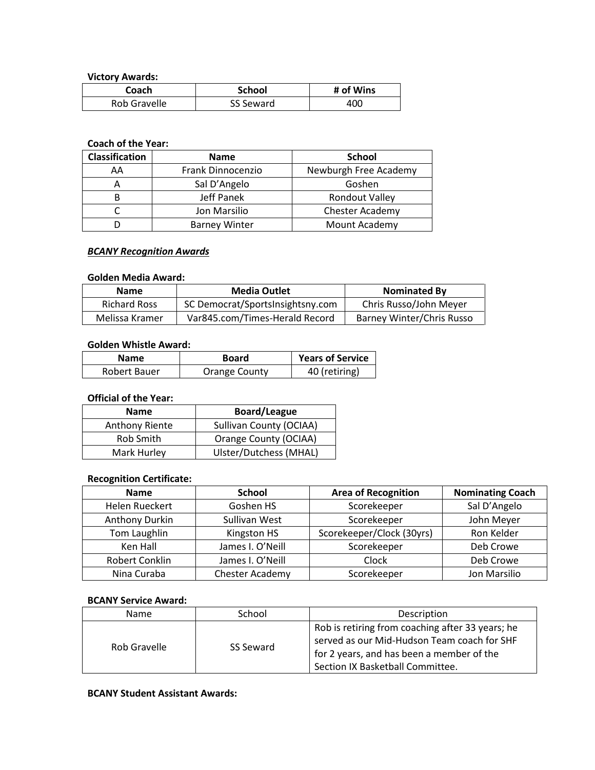**Victory Awards:**

| Coach | School | # of Wins |
|---|---|---|
| Rob Gravelle | SS Seward | 400 |

**Coach of the Year:**

| Classification | Name | School |
|---|---|---|
| AA | Frank Dinnocenzio | Newburgh Free Academy |
| A | Sal D'Angelo | Goshen |
| B | Jeff Panek | Rondout Valley |
| C | Jon Marsilio | Chester Academy |
| D | Barney Winter | Mount Academy |

***BCANY Recognition Awards***

**Golden Media Award:**

| Name | Media Outlet | Nominated By |
|---|---|---|
| Richard Ross | SC Democrat/SportsInsightsny.com | Chris Russo/John Meyer |
| Melissa Kramer | Var845.com/Times-Herald Record | Barney Winter/Chris Russo |

**Golden Whistle Award:**

| Name | Board | Years of Service |
|---|---|---|
| Robert Bauer | Orange County | 40 (retiring) |

**Official of the Year:**

| Name | Board/League |
|---|---|
| Anthony Riente | Sullivan County (OCIAA) |
| Rob Smith | Orange County (OCIAA) |
| Mark Hurley | Ulster/Dutchess (MHAL) |

**Recognition Certificate:**

| Name | School | Area of Recognition | Nominating Coach |
|---|---|---|---|
| Helen Rueckert | Goshen HS | Scorekeeper | Sal D'Angelo |
| Anthony Durkin | Sullivan West | Scorekeeper | John Meyer |
| Tom Laughlin | Kingston HS | Scorekeeper/Clock (30yrs) | Ron Kelder |
| Ken Hall | James I. O'Neill | Scorekeeper | Deb Crowe |
| Robert Conklin | James I. O'Neill | Clock | Deb Crowe |
| Nina Curaba | Chester Academy | Scorekeeper | Jon Marsilio |

**BCANY Service Award:**

| Name | School | Description |
|---|---|---|
| Rob Gravelle | SS Seward | Rob is retiring from coaching after 33 years; he served as our Mid-Hudson Team coach for SHF for 2 years, and has been a member of the Section IX Basketball Committee. |

**BCANY Student Assistant Awards:**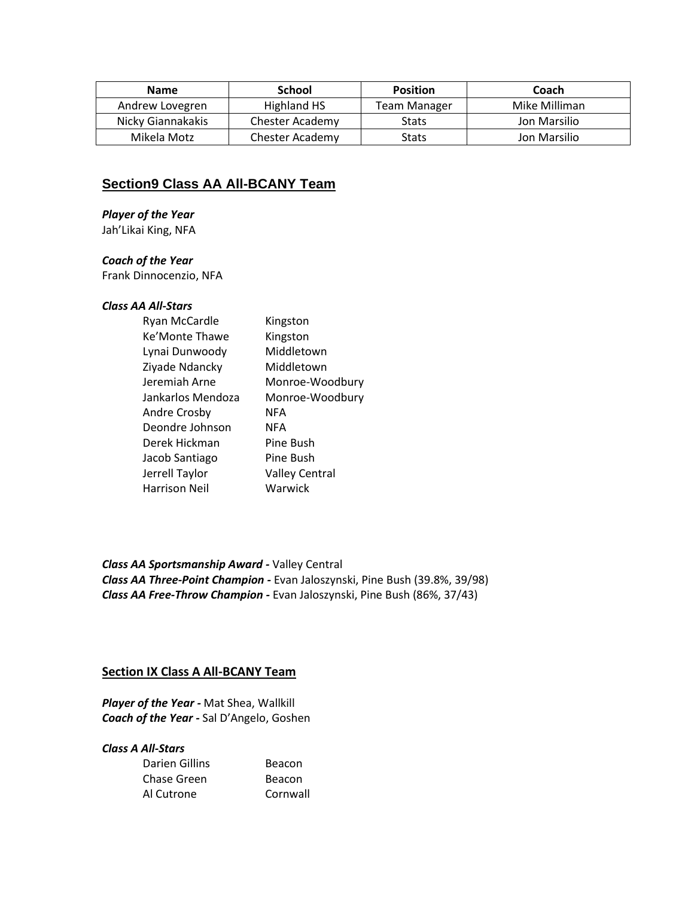| Name | School | Position | Coach |
|---|---|---|---|
| Andrew Lovegren | Highland HS | Team Manager | Mike Milliman |
| Nicky Giannakakis | Chester Academy | Stats | Jon Marsilio |
| Mikela Motz | Chester Academy | Stats | Jon Marsilio |

## Section9 Class AA All-BCANY Team

***Player of the Year***
Jah'Likai King, NFA

***Coach of the Year***
Frank Dinnocenzio, NFA

***Class AA All-Stars***

| | |
|---|---|
| Ryan McCardle | Kingston |
| Ke'Monte Thawe | Kingston |
| Lynai Dunwoody | Middletown |
| Ziyade Ndancky | Middletown |
| Jeremiah Arne | Monroe-Woodbury |
| Jankarlos Mendoza | Monroe-Woodbury |
| Andre Crosby | NFA |
| Deondre Johnson | NFA |
| Derek Hickman | Pine Bush |
| Jacob Santiago | Pine Bush |
| Jerrell Taylor | Valley Central |
| Harrison Neil | Warwick |

***Class AA Sportsmanship Award -*** Valley Central
***Class AA Three-Point Champion -*** Evan Jaloszynski, Pine Bush (39.8%, 39/98)
***Class AA Free-Throw Champion -*** Evan Jaloszynski, Pine Bush (86%, 37/43)

## Section IX Class A All-BCANY Team

***Player of the Year -*** Mat Shea, Wallkill
***Coach of the Year -*** Sal D'Angelo, Goshen

***Class A All-Stars***

| | |
|---|---|
| Darien Gillins | Beacon |
| Chase Green | Beacon |
| Al Cutrone | Cornwall |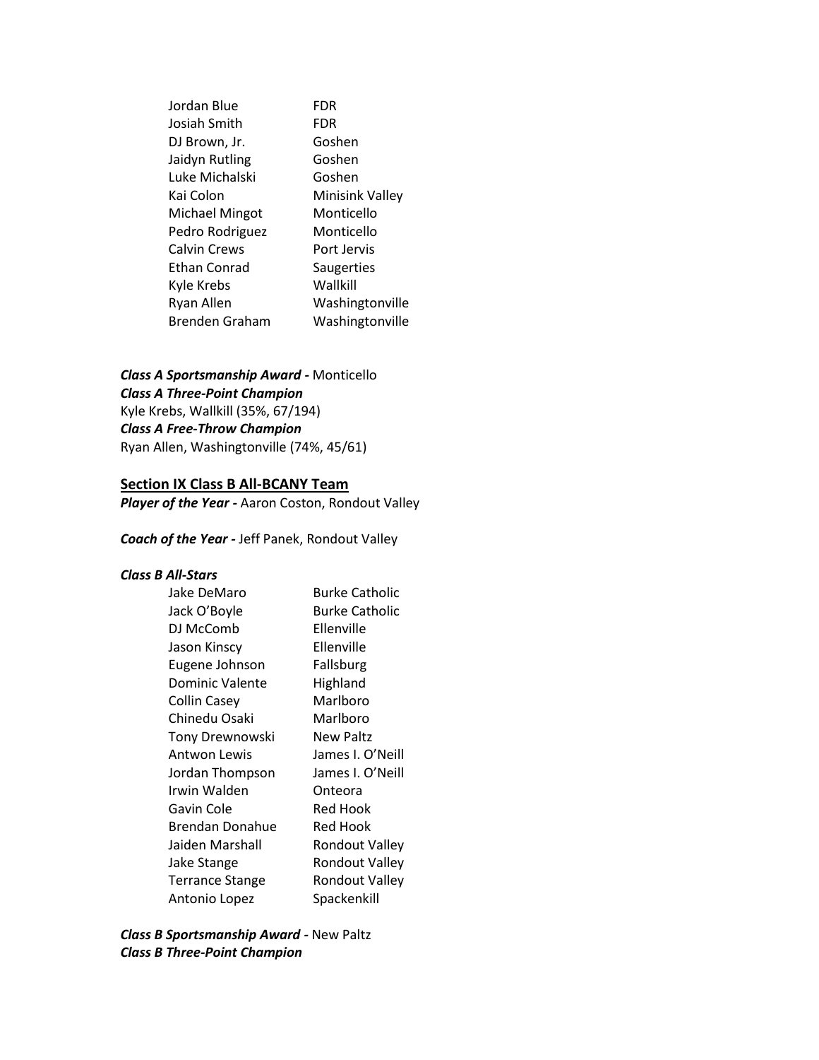| | |
|---|---|
| Jordan Blue | FDR |
| Josiah Smith | FDR |
| DJ Brown, Jr. | Goshen |
| Jaidyn Rutling | Goshen |
| Luke Michalski | Goshen |
| Kai Colon | Minisink Valley |
| Michael Mingot | Monticello |
| Pedro Rodriguez | Monticello |
| Calvin Crews | Port Jervis |
| Ethan Conrad | Saugerties |
| Kyle Krebs | Wallkill |
| Ryan Allen | Washingtonville |
| Brenden Graham | Washingtonville |

***Class A Sportsmanship Award -*** Monticello
***Class A Three-Point Champion***
Kyle Krebs, Wallkill (35%, 67/194)
***Class A Free-Throw Champion***
Ryan Allen, Washingtonville (74%, 45/61)

## Section IX Class B All-BCANY Team

***Player of the Year -*** Aaron Coston, Rondout Valley

***Coach of the Year -*** Jeff Panek, Rondout Valley

***Class B All-Stars***

| | |
|---|---|
| Jake DeMaro | Burke Catholic |
| Jack O'Boyle | Burke Catholic |
| DJ McComb | Ellenville |
| Jason Kinscy | Ellenville |
| Eugene Johnson | Fallsburg |
| Dominic Valente | Highland |
| Collin Casey | Marlboro |
| Chinedu Osaki | Marlboro |
| Tony Drewnowski | New Paltz |
| Antwon Lewis | James I. O'Neill |
| Jordan Thompson | James I. O'Neill |
| Irwin Walden | Onteora |
| Gavin Cole | Red Hook |
| Brendan Donahue | Red Hook |
| Jaiden Marshall | Rondout Valley |
| Jake Stange | Rondout Valley |
| Terrance Stange | Rondout Valley |
| Antonio Lopez | Spackenkill |

***Class B Sportsmanship Award -*** New Paltz
***Class B Three-Point Champion***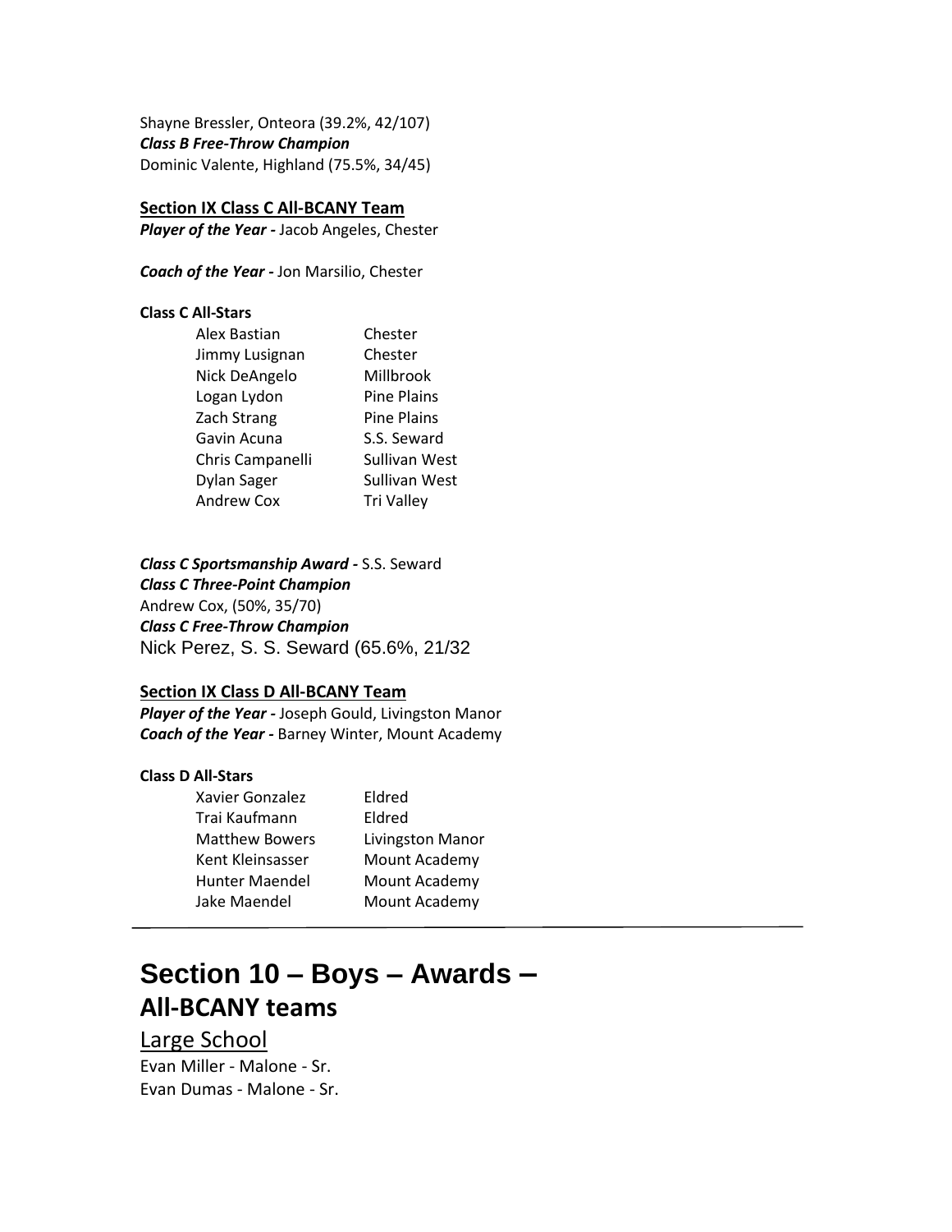Shayne Bressler, Onteora (39.2%, 42/107)
***Class B Free-Throw Champion***
Dominic Valente, Highland (75.5%, 34/45)

**Section IX Class C All-BCANY Team**
***Player of the Year -*** Jacob Angeles, Chester

***Coach of the Year -*** Jon Marsilio, Chester

**Class C All-Stars**

| | |
|---|---|
| Alex Bastian | Chester |
| Jimmy Lusignan | Chester |
| Nick DeAngelo | Millbrook |
| Logan Lydon | Pine Plains |
| Zach Strang | Pine Plains |
| Gavin Acuna | S.S. Seward |
| Chris Campanelli | Sullivan West |
| Dylan Sager | Sullivan West |
| Andrew Cox | Tri Valley |

***Class C Sportsmanship Award -*** S.S. Seward
***Class C Three-Point Champion***
Andrew Cox, (50%, 35/70)
***Class C Free-Throw Champion***
Nick Perez, S. S. Seward (65.6%, 21/32

**Section IX Class D All-BCANY Team**
***Player of the Year -*** Joseph Gould, Livingston Manor
***Coach of the Year -*** Barney Winter, Mount Academy

**Class D All-Stars**

| | |
|---|---|
| Xavier Gonzalez | Eldred |
| Trai Kaufmann | Eldred |
| Matthew Bowers | Livingston Manor |
| Kent Kleinsasser | Mount Academy |
| Hunter Maendel | Mount Academy |
| Jake Maendel | Mount Academy |

---

# Section 10 – Boys – Awards –
## All-BCANY teams

Large School

Evan Miller - Malone - Sr.
Evan Dumas - Malone - Sr.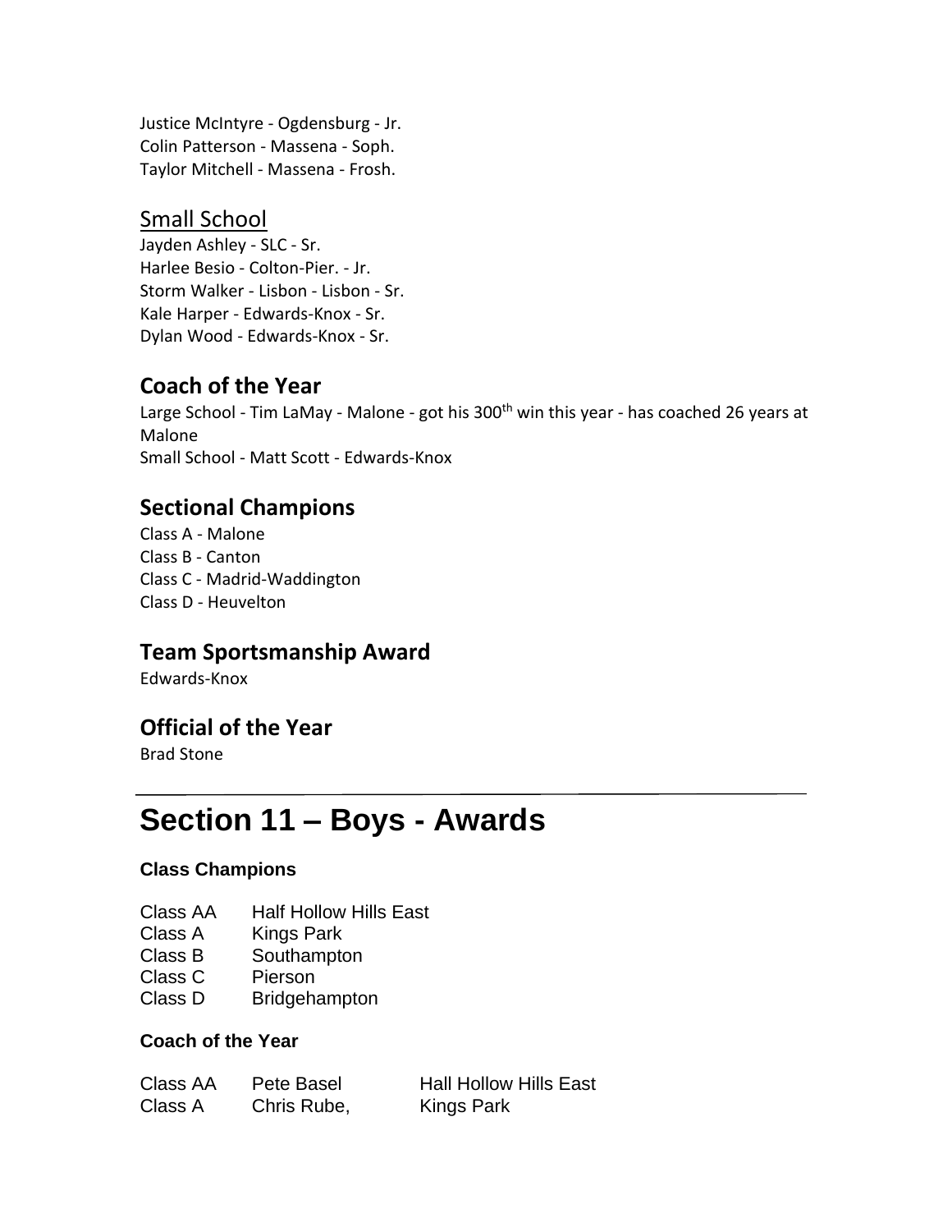Justice McIntyre - Ogdensburg - Jr.
Colin Patterson - Massena - Soph.
Taylor Mitchell - Massena - Frosh.

### Small School

Jayden Ashley - SLC - Sr.
Harlee Besio - Colton-Pier. - Jr.
Storm Walker - Lisbon - Lisbon - Sr.
Kale Harper - Edwards-Knox - Sr.
Dylan Wood - Edwards-Knox - Sr.

## Coach of the Year

Large School - Tim LaMay - Malone - got his 300th win this year - has coached 26 years at Malone
Small School - Matt Scott - Edwards-Knox

## Sectional Champions

Class A - Malone
Class B - Canton
Class C - Madrid-Waddington
Class D - Heuvelton

## Team Sportsmanship Award

Edwards-Knox

## Official of the Year

Brad Stone

---

# Section 11 – Boys - Awards

### Class Champions

| | |
|---|---|
| Class AA | Half Hollow Hills East |
| Class A | Kings Park |
| Class B | Southampton |
| Class C | Pierson |
| Class D | Bridgehampton |

### Coach of the Year

| | | |
|---|---|---|
| Class AA | Pete Basel | Hall Hollow Hills East |
| Class A | Chris Rube, | Kings Park |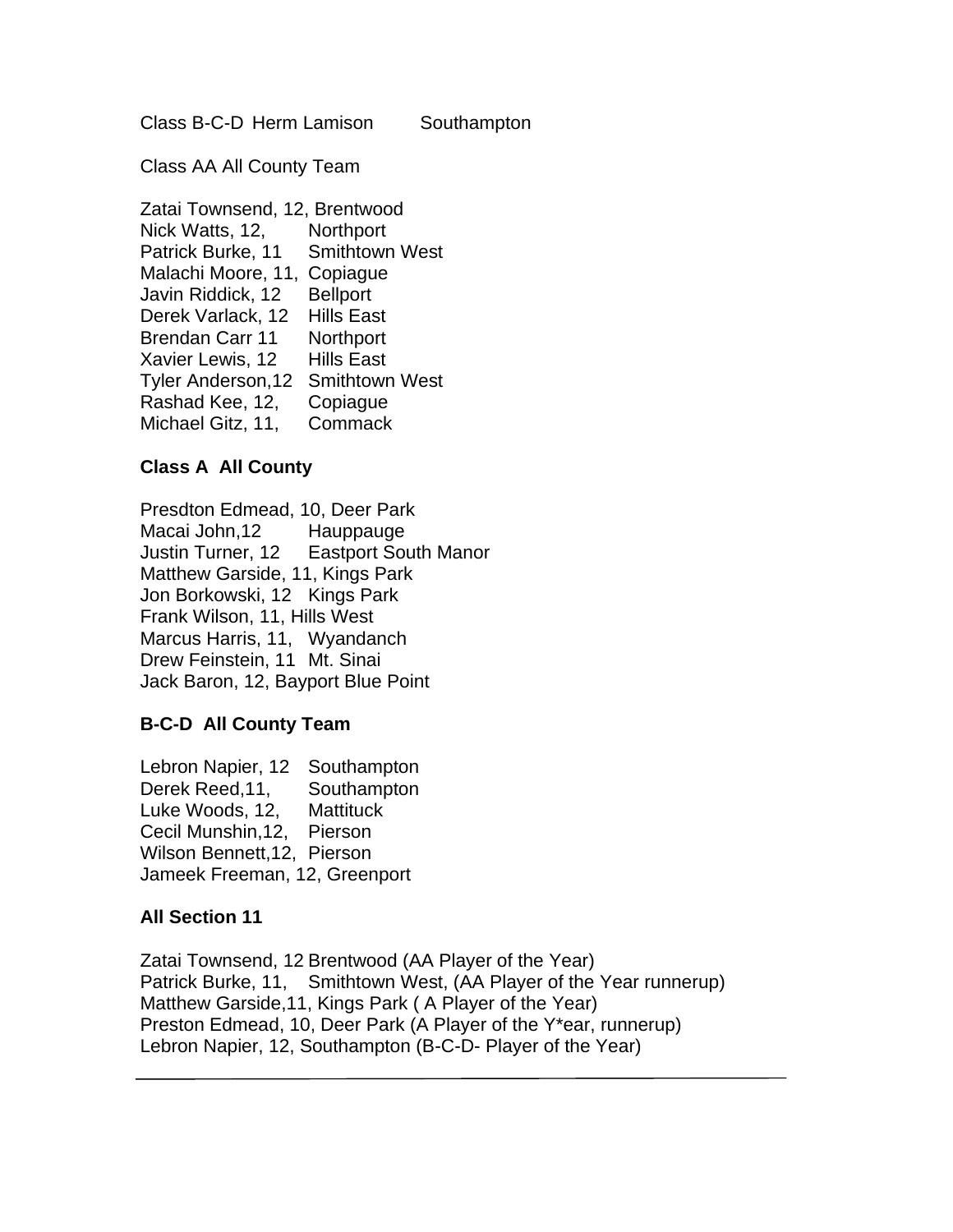Class B-C-D Herm Lamison Southampton

Class AA All County Team

Zatai Townsend, 12, Brentwood  
Nick Watts, 12, Northport  
Patrick Burke, 11 Smithtown West  
Malachi Moore, 11, Copiague  
Javin Riddick, 12 Bellport  
Derek Varlack, 12 Hills East  
Brendan Carr 11 Northport  
Xavier Lewis, 12 Hills East  
Tyler Anderson,12 Smithtown West  
Rashad Kee, 12, Copiague  
Michael Gitz, 11, Commack

**Class A All County**

Presdton Edmead, 10, Deer Park  
Macai John,12 Hauppauge  
Justin Turner, 12 Eastport South Manor  
Matthew Garside, 11, Kings Park  
Jon Borkowski, 12 Kings Park  
Frank Wilson, 11, Hills West  
Marcus Harris, 11, Wyandanch  
Drew Feinstein, 11 Mt. Sinai  
Jack Baron, 12, Bayport Blue Point

**B-C-D All County Team**

Lebron Napier, 12 Southampton  
Derek Reed,11, Southampton  
Luke Woods, 12, Mattituck  
Cecil Munshin,12, Pierson  
Wilson Bennett,12, Pierson  
Jameek Freeman, 12, Greenport

**All Section 11**

Zatai Townsend, 12 Brentwood (AA Player of the Year)  
Patrick Burke, 11, Smithtown West, (AA Player of the Year runnerup)  
Matthew Garside,11, Kings Park ( A Player of the Year)  
Preston Edmead, 10, Deer Park (A Player of the Y*ear, runnerup)  
Lebron Napier, 12, Southampton (B-C-D- Player of the Year)

---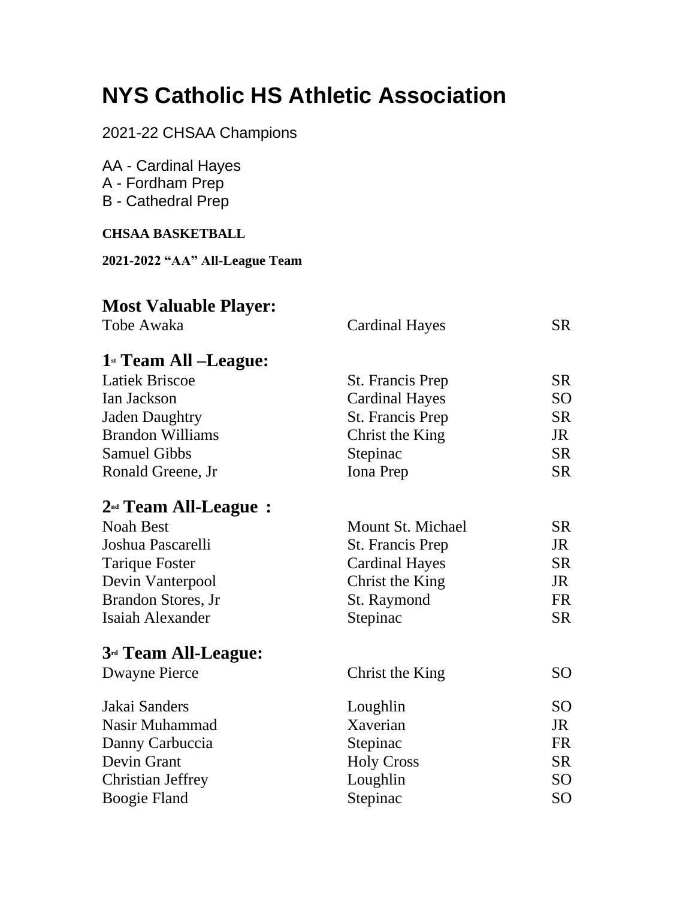# NYS Catholic HS Athletic Association

2021-22 CHSAA Champions

AA - Cardinal Hayes
A - Fordham Prep
B - Cathedral Prep

**CHSAA BASKETBALL**

**2021-2022 "AA" All-League Team**

## Most Valuable Player:

| | | |
|---|---|---|
| Tobe Awaka | Cardinal Hayes | SR |

## 1st Team All –League:

| | | |
|---|---|---|
| Latiek Briscoe | St. Francis Prep | SR |
| Ian Jackson | Cardinal Hayes | SO |
| Jaden Daughtry | St. Francis Prep | SR |
| Brandon Williams | Christ the King | JR |
| Samuel Gibbs | Stepinac | SR |
| Ronald Greene, Jr | Iona Prep | SR |

## 2nd Team All-League :

| | | |
|---|---|---|
| Noah Best | Mount St. Michael | SR |
| Joshua Pascarelli | St. Francis Prep | JR |
| Tarique Foster | Cardinal Hayes | SR |
| Devin Vanterpool | Christ the King | JR |
| Brandon Stores, Jr | St. Raymond | FR |
| Isaiah Alexander | Stepinac | SR |

## 3rd Team All-League:

| | | |
|---|---|---|
| Dwayne Pierce | Christ the King | SO |
| Jakai Sanders | Loughlin | SO |
| Nasir Muhammad | Xaverian | JR |
| Danny Carbuccia | Stepinac | FR |
| Devin Grant | Holy Cross | SR |
| Christian Jeffrey | Loughlin | SO |
| Boogie Fland | Stepinac | SO |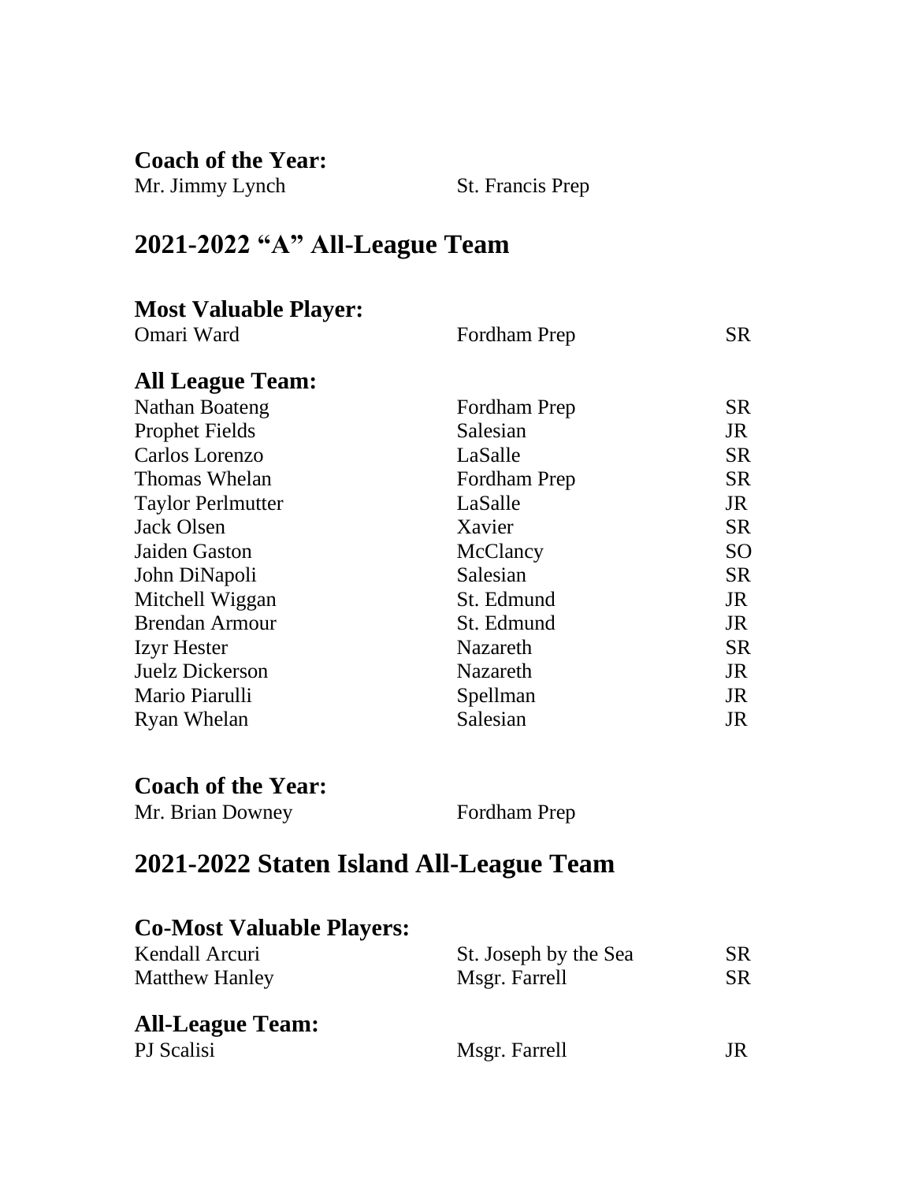**Coach of the Year:**

| | |
|---|---|
| Mr. Jimmy Lynch | St. Francis Prep |

## 2021-2022 “A” All-League Team

**Most Valuable Player:**

| | | |
|---|---|---|
| Omari Ward | Fordham Prep | SR |

**All League Team:**

| | | |
|---|---|---|
| Nathan Boateng | Fordham Prep | SR |
| Prophet Fields | Salesian | JR |
| Carlos Lorenzo | LaSalle | SR |
| Thomas Whelan | Fordham Prep | SR |
| Taylor Perlmutter | LaSalle | JR |
| Jack Olsen | Xavier | SR |
| Jaiden Gaston | McClancy | SO |
| John DiNapoli | Salesian | SR |
| Mitchell Wiggan | St. Edmund | JR |
| Brendan Armour | St. Edmund | JR |
| Izyr Hester | Nazareth | SR |
| Juelz Dickerson | Nazareth | JR |
| Mario Piarulli | Spellman | JR |
| Ryan Whelan | Salesian | JR |

**Coach of the Year:**

| | |
|---|---|
| Mr. Brian Downey | Fordham Prep |

## 2021-2022 Staten Island All-League Team

**Co-Most Valuable Players:**

| | | |
|---|---|---|
| Kendall Arcuri | St. Joseph by the Sea | SR |
| Matthew Hanley | Msgr. Farrell | SR |

**All-League Team:**

| | | |
|---|---|---|
| PJ Scalisi | Msgr. Farrell | JR |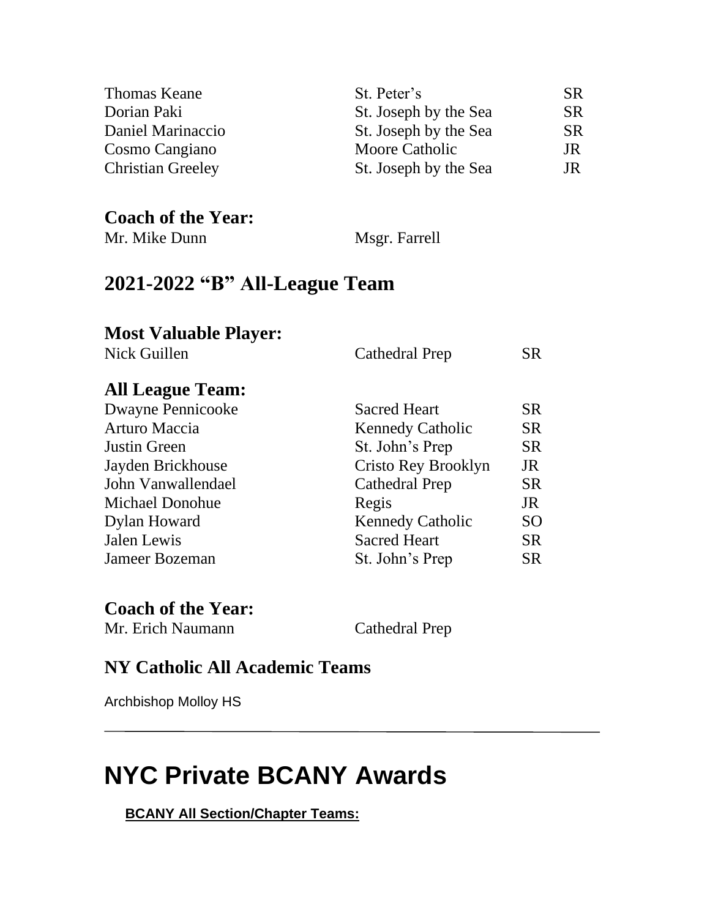| | | |
|---|---|---|
| Thomas Keane | St. Peter's | SR |
| Dorian Paki | St. Joseph by the Sea | SR |
| Daniel Marinaccio | St. Joseph by the Sea | SR |
| Cosmo Cangiano | Moore Catholic | JR |
| Christian Greeley | St. Joseph by the Sea | JR |

### Coach of the Year:

Mr. Mike Dunn — Msgr. Farrell

## 2021-2022 "B" All-League Team

### Most Valuable Player:

| | | |
|---|---|---|
| Nick Guillen | Cathedral Prep | SR |

### All League Team:

| | | |
|---|---|---|
| Dwayne Pennicooke | Sacred Heart | SR |
| Arturo Maccia | Kennedy Catholic | SR |
| Justin Green | St. John's Prep | SR |
| Jayden Brickhouse | Cristo Rey Brooklyn | JR |
| John Vanwallendael | Cathedral Prep | SR |
| Michael Donohue | Regis | JR |
| Dylan Howard | Kennedy Catholic | SO |
| Jalen Lewis | Sacred Heart | SR |
| Jameer Bozeman | St. John's Prep | SR |

### Coach of the Year:

Mr. Erich Naumann — Cathedral Prep

## NY Catholic All Academic Teams

Archbishop Molloy HS

---

# NYC Private BCANY Awards

**BCANY All Section/Chapter Teams:**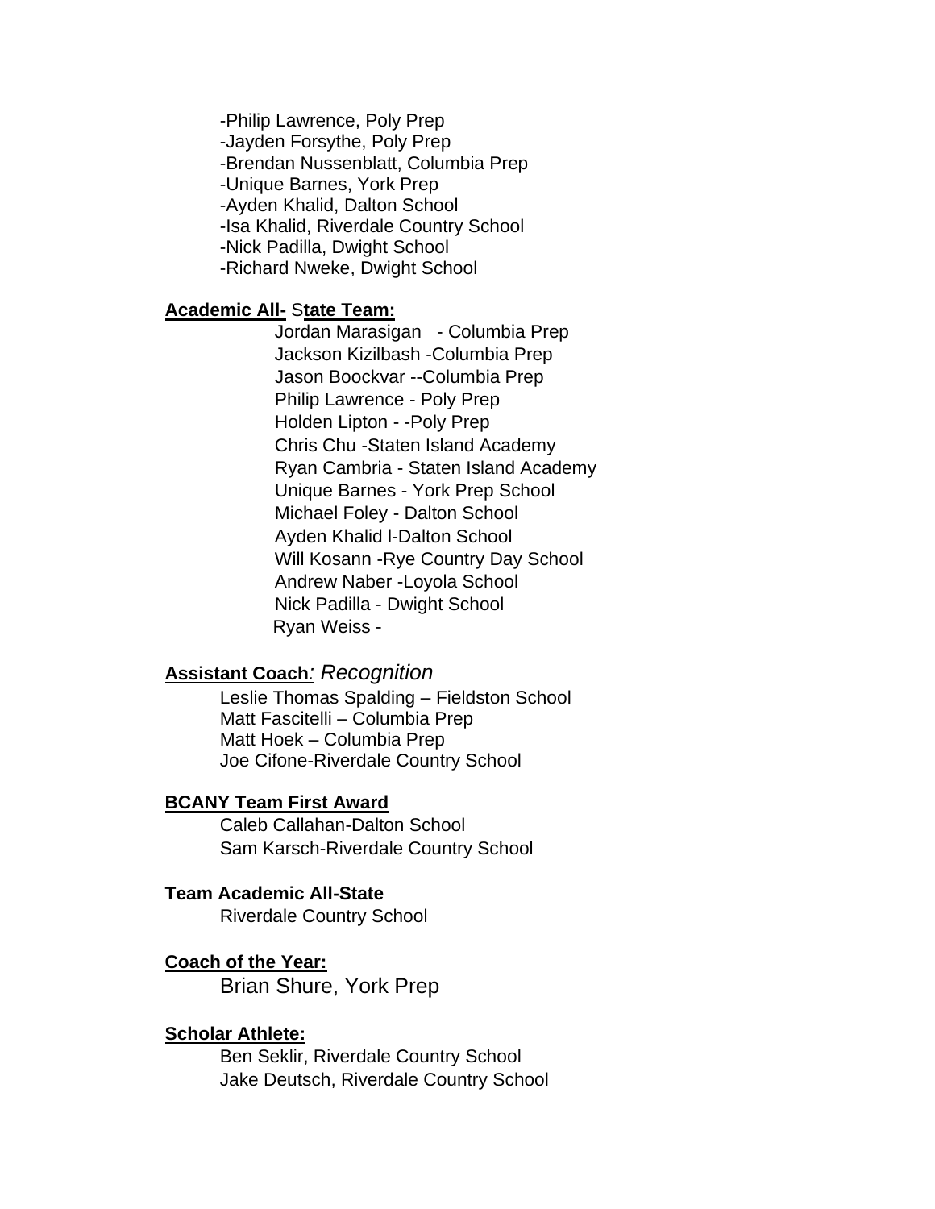-Philip Lawrence, Poly Prep
-Jayden Forsythe, Poly Prep
-Brendan Nussenblatt, Columbia Prep
-Unique Barnes, York Prep
-Ayden Khalid, Dalton School
-Isa Khalid, Riverdale Country School
-Nick Padilla, Dwight School
-Richard Nweke, Dwight School

**Academic All- State Team:**

Jordan Marasigan - Columbia Prep
Jackson Kizilbash -Columbia Prep
Jason Boockvar --Columbia Prep
Philip Lawrence - Poly Prep
Holden Lipton - -Poly Prep
Chris Chu -Staten Island Academy
Ryan Cambria - Staten Island Academy
Unique Barnes - York Prep School
Michael Foley - Dalton School
Ayden Khalid l-Dalton School
Will Kosann -Rye Country Day School
Andrew Naber -Loyola School
Nick Padilla - Dwight School
Ryan Weiss -

**Assistant Coach***: Recognition*

Leslie Thomas Spalding – Fieldston School
Matt Fascitelli – Columbia Prep
Matt Hoek – Columbia Prep
Joe Cifone-Riverdale Country School

**BCANY Team First Award**

Caleb Callahan-Dalton School
Sam Karsch-Riverdale Country School

**Team Academic All-State**

Riverdale Country School

**Coach of the Year:**

Brian Shure, York Prep

**Scholar Athlete:**

Ben Seklir, Riverdale Country School
Jake Deutsch, Riverdale Country School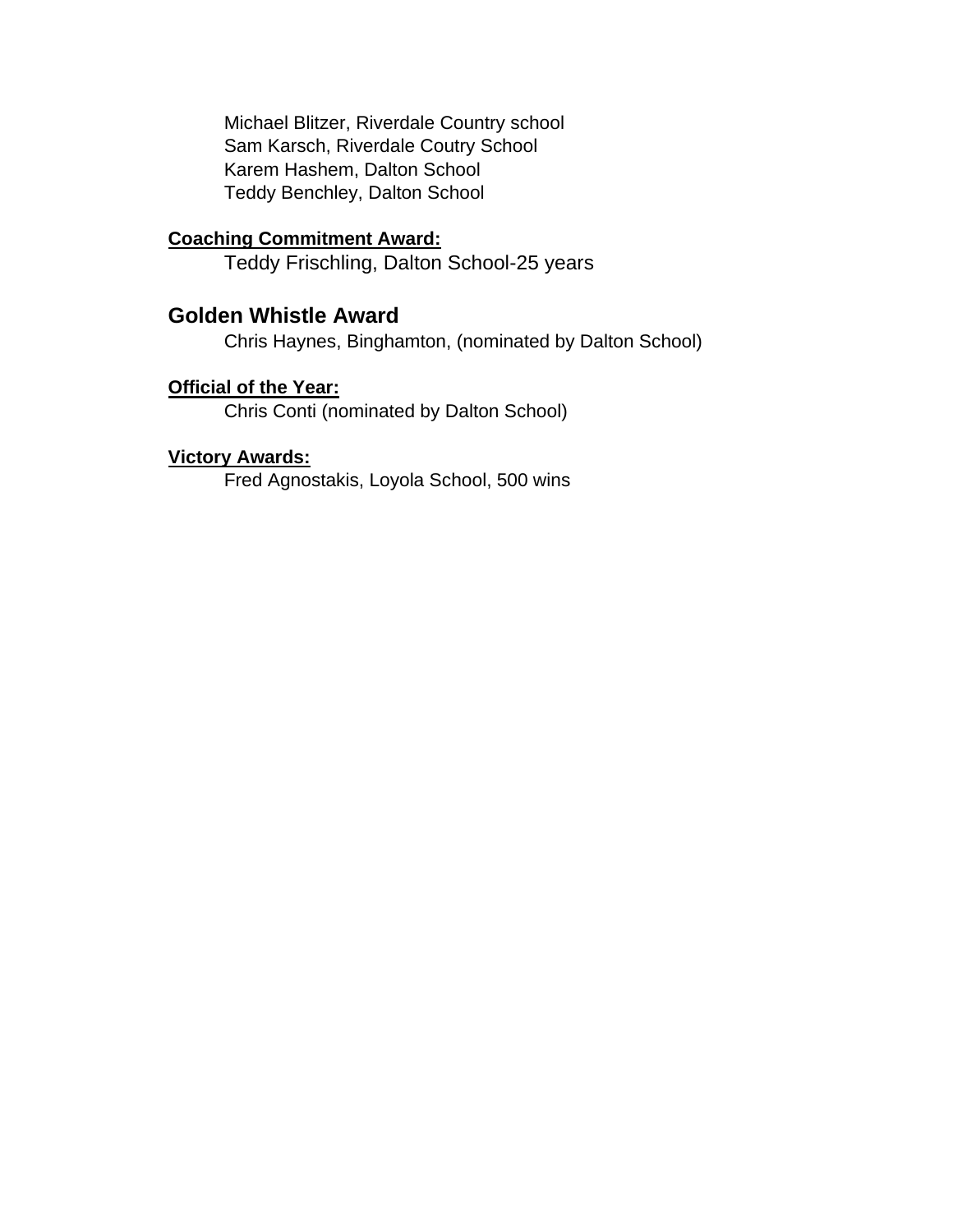Michael Blitzer, Riverdale Country school
Sam Karsch, Riverdale Coutry School
Karem Hashem, Dalton School
Teddy Benchley, Dalton School

**Coaching Commitment Award:**

Teddy Frischling, Dalton School-25 years

## Golden Whistle Award

Chris Haynes, Binghamton, (nominated by Dalton School)

**Official of the Year:**

Chris Conti (nominated by Dalton School)

**Victory Awards:**

Fred Agnostakis, Loyola School, 500 wins